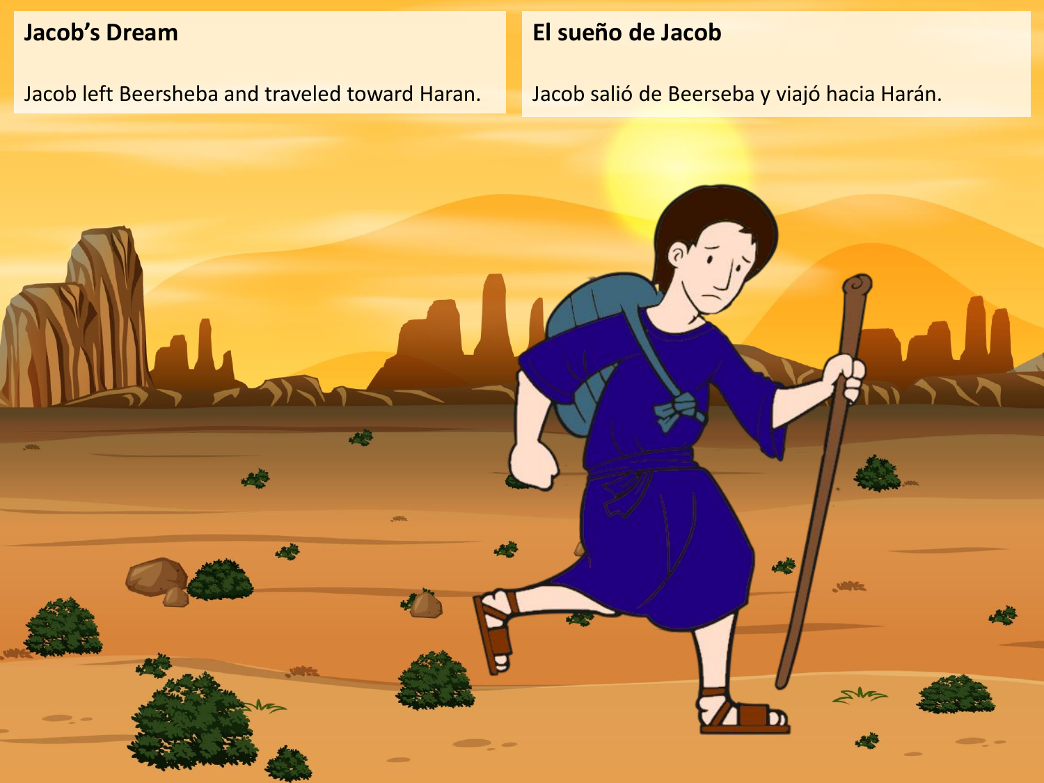## Jacob's Dream

Jacob left Beersheba and traveled toward Haran.

## El sueño de Jacob

Jacob salió de Beerseba y viajó hacia Harán.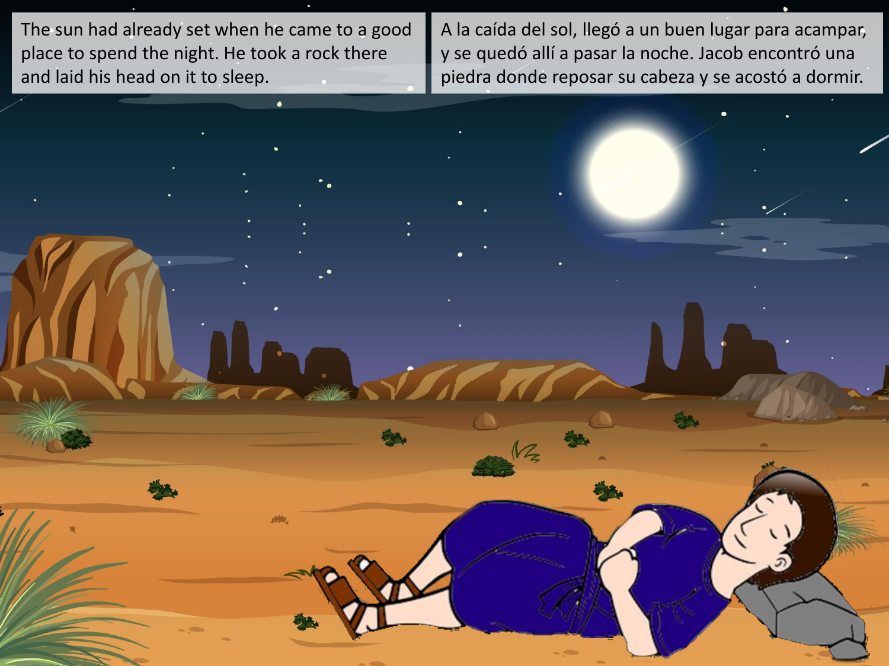The sun had already set when he came to a good place to spend the night. He took a rock there and laid his head on it to sleep.

A la caída del sol, llegó a un buen lugar para acampar, y se quedó allí a pasar la noche. Jacob encontró una piedra donde reposar su cabeza y se acostó a dormir.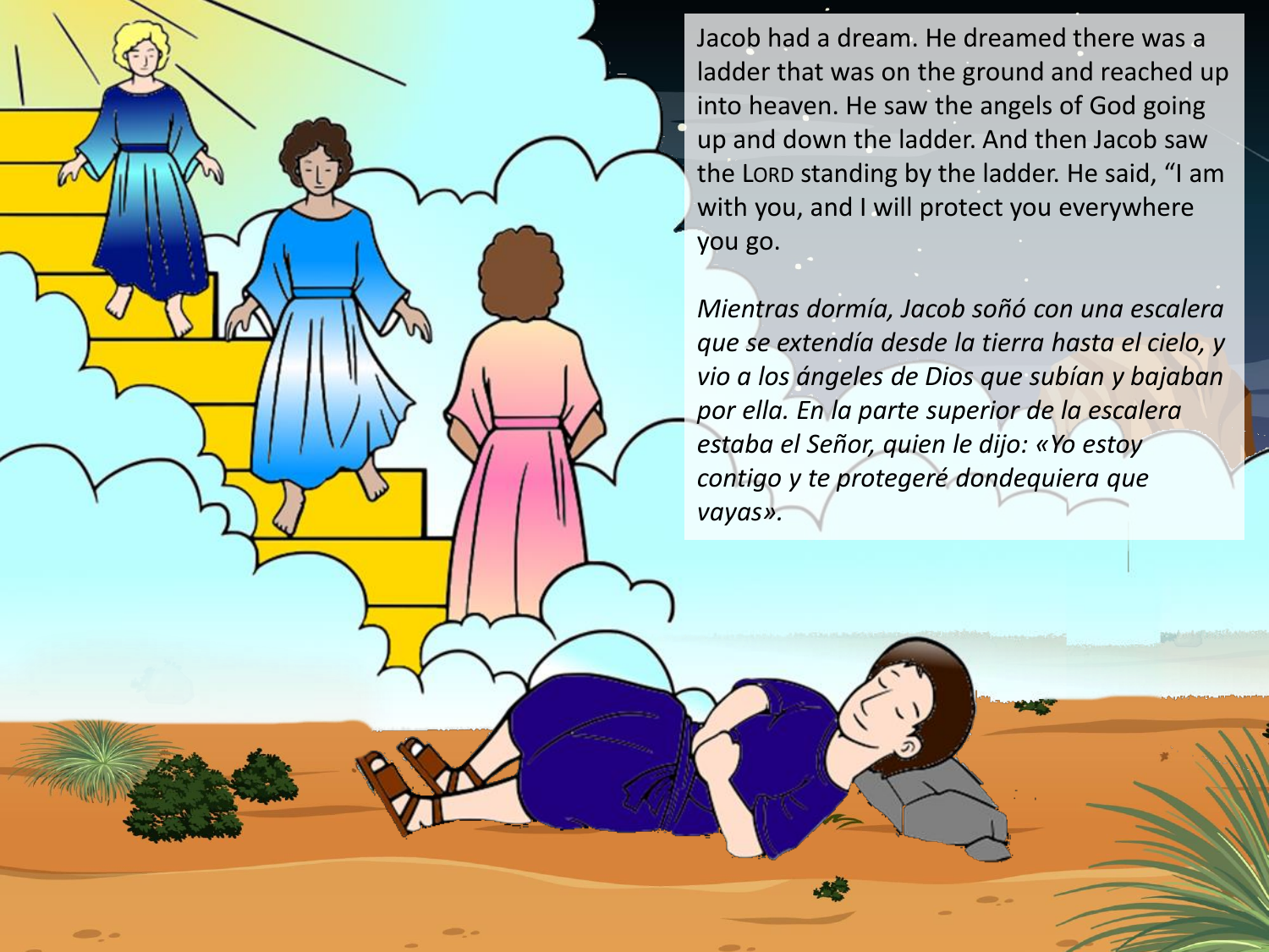Jacob had a dream. He dreamed there was a ladder that was on the ground and reached up into heaven. He saw the angels of God going up and down the ladder. And then Jacob saw the LORD standing by the ladder. He said, "I am with you, and I will protect you everywhere you go.

*Mientras dormía, Jacob soñó con una escalera que se extendía desde la tierra hasta el cielo, y vio a los ángeles de Dios que subían y bajaban por ella. En la parte superior de la escalera estaba el Señor, quien le dijo: «Yo estoy contigo y te protegeré dondequiera que vayas».*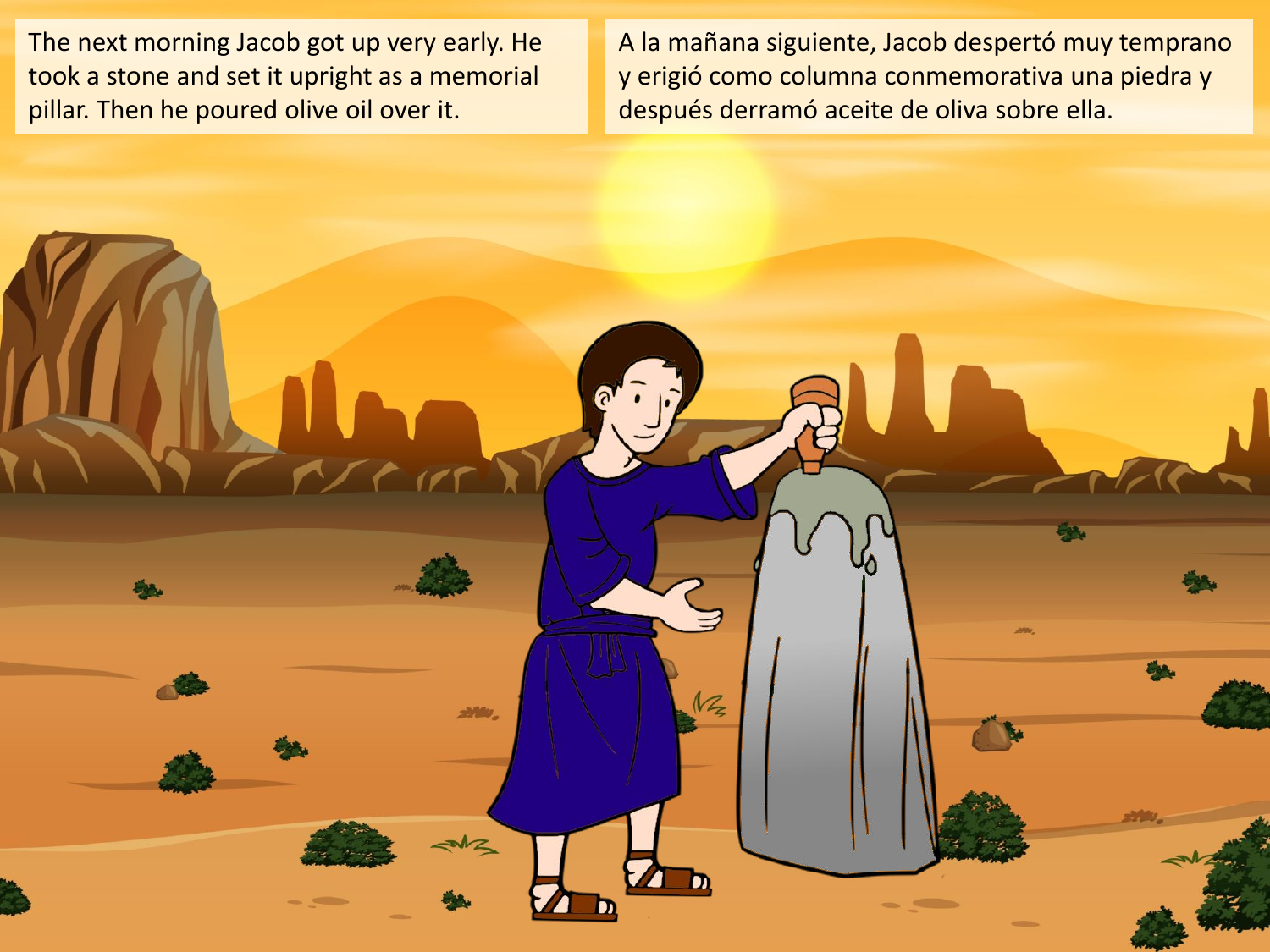The next morning Jacob got up very early. He took a stone and set it upright as a memorial pillar. Then he poured olive oil over it.

A la mañana siguiente, Jacob despertó muy temprano y erigió como columna conmemorativa una piedra y después derramó aceite de oliva sobre ella.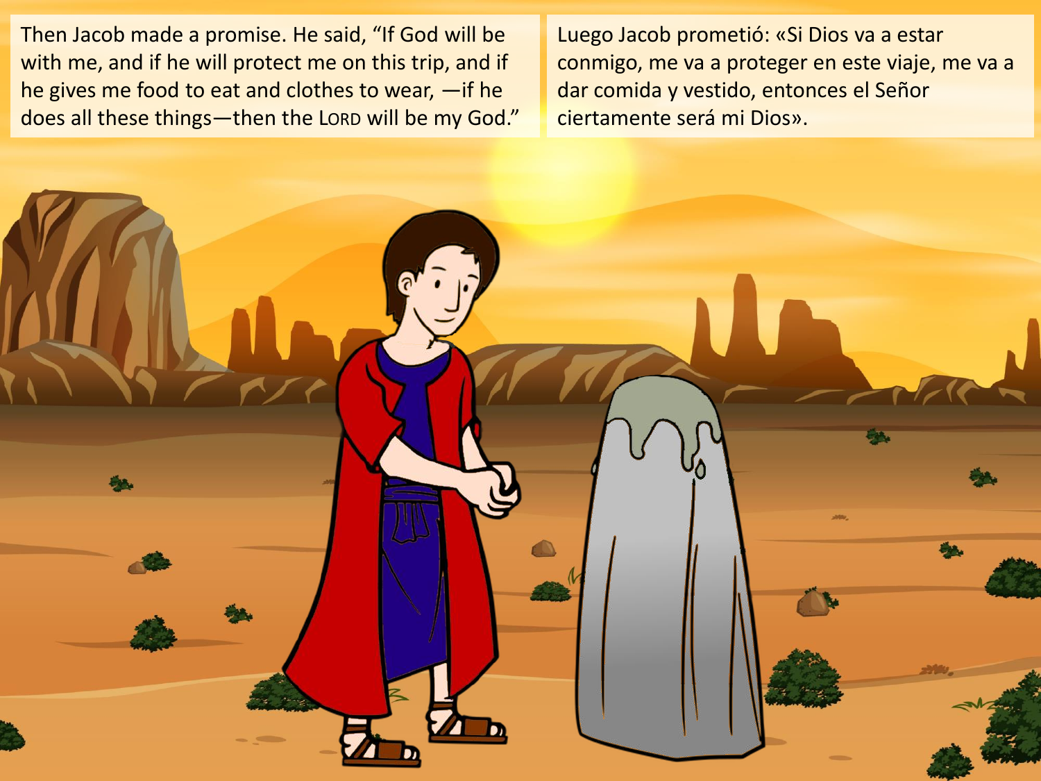Then Jacob made a promise. He said, "If God will be with me, and if he will protect me on this trip, and if he gives me food to eat and clothes to wear, —if he does all these things—then the LORD will be my God."

Luego Jacob prometió: «Si Dios va a estar conmigo, me va a proteger en este viaje, me va a dar comida y vestido, entonces el Señor ciertamente será mi Dios».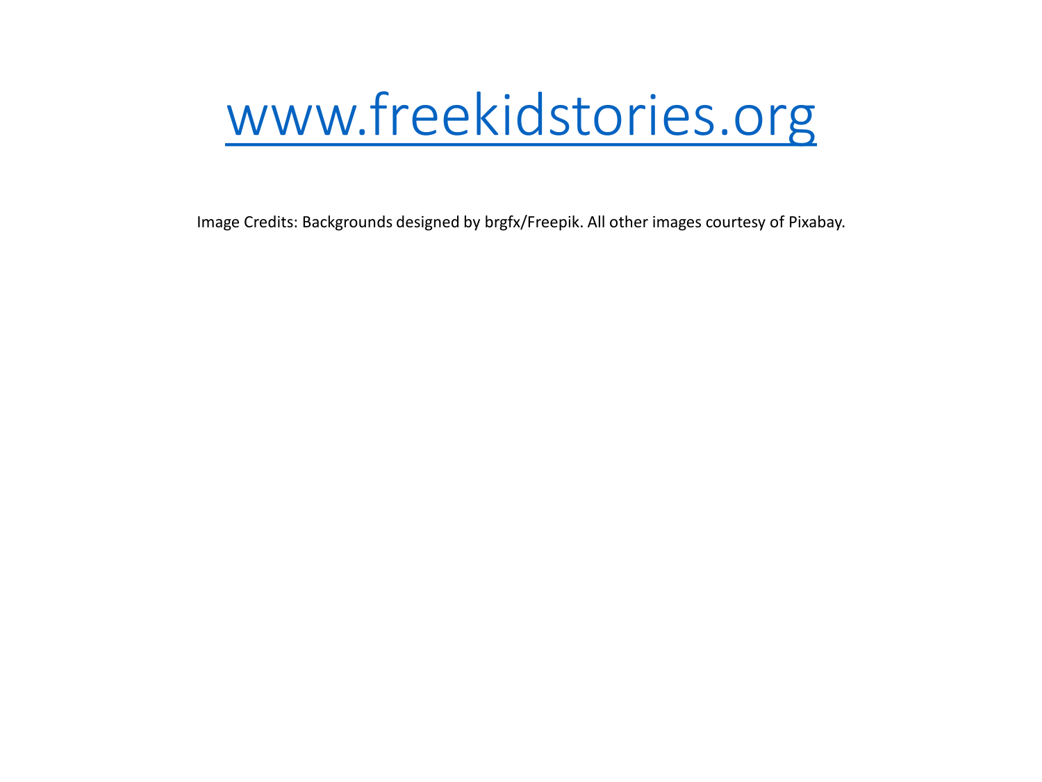# www.freekidstories.org

Image Credits: Backgrounds designed by brgfx/Freepik. All other images courtesy of Pixabay.